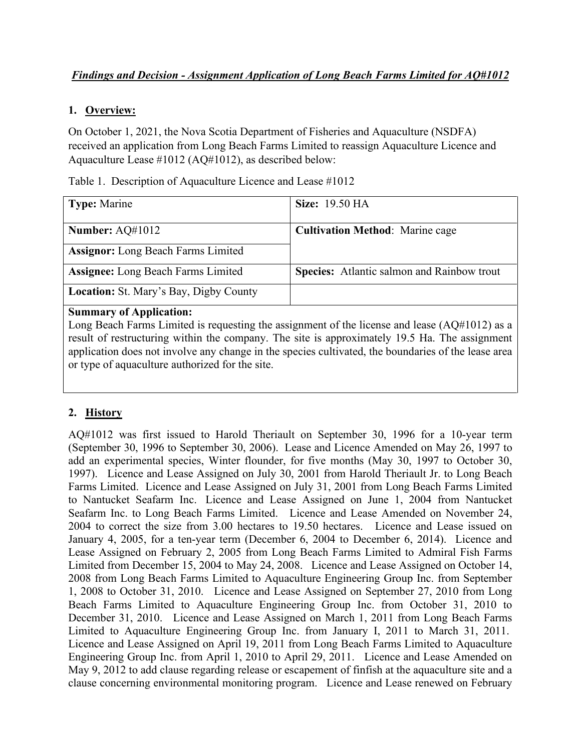***Findings and Decision - Assignment Application of Long Beach Farms Limited for AQ#1012***

## 1. Overview:

On October 1, 2021, the Nova Scotia Department of Fisheries and Aquaculture (NSDFA) received an application from Long Beach Farms Limited to reassign Aquaculture Licence and Aquaculture Lease #1012 (AQ#1012), as described below:

Table 1. Description of Aquaculture Licence and Lease #1012

| **Type:** Marine | **Size:** 19.50 HA |
|---|---|
| **Number:** AQ#1012 | **Cultivation Method**: Marine cage |
| **Assignor:** Long Beach Farms Limited | |
| **Assignee:** Long Beach Farms Limited | **Species:** Atlantic salmon and Rainbow trout |
| **Location:** St. Mary's Bay, Digby County | |
| **Summary of Application:** Long Beach Farms Limited is requesting the assignment of the license and lease (AQ#1012) as a result of restructuring within the company. The site is approximately 19.5 Ha. The assignment application does not involve any change in the species cultivated, the boundaries of the lease area or type of aquaculture authorized for the site. | |

## 2. History

AQ#1012 was first issued to Harold Theriault on September 30, 1996 for a 10-year term (September 30, 1996 to September 30, 2006). Lease and Licence Amended on May 26, 1997 to add an experimental species, Winter flounder, for five months (May 30, 1997 to October 30, 1997). Licence and Lease Assigned on July 30, 2001 from Harold Theriault Jr. to Long Beach Farms Limited. Licence and Lease Assigned on July 31, 2001 from Long Beach Farms Limited to Nantucket Seafarm Inc. Licence and Lease Assigned on June 1, 2004 from Nantucket Seafarm Inc. to Long Beach Farms Limited. Licence and Lease Amended on November 24, 2004 to correct the size from 3.00 hectares to 19.50 hectares. Licence and Lease issued on January 4, 2005, for a ten-year term (December 6, 2004 to December 6, 2014). Licence and Lease Assigned on February 2, 2005 from Long Beach Farms Limited to Admiral Fish Farms Limited from December 15, 2004 to May 24, 2008. Licence and Lease Assigned on October 14, 2008 from Long Beach Farms Limited to Aquaculture Engineering Group Inc. from September 1, 2008 to October 31, 2010. Licence and Lease Assigned on September 27, 2010 from Long Beach Farms Limited to Aquaculture Engineering Group Inc. from October 31, 2010 to December 31, 2010. Licence and Lease Assigned on March 1, 2011 from Long Beach Farms Limited to Aquaculture Engineering Group Inc. from January I, 2011 to March 31, 2011. Licence and Lease Assigned on April 19, 2011 from Long Beach Farms Limited to Aquaculture Engineering Group Inc. from April 1, 2010 to April 29, 2011. Licence and Lease Amended on May 9, 2012 to add clause regarding release or escapement of finfish at the aquaculture site and a clause concerning environmental monitoring program. Licence and Lease renewed on February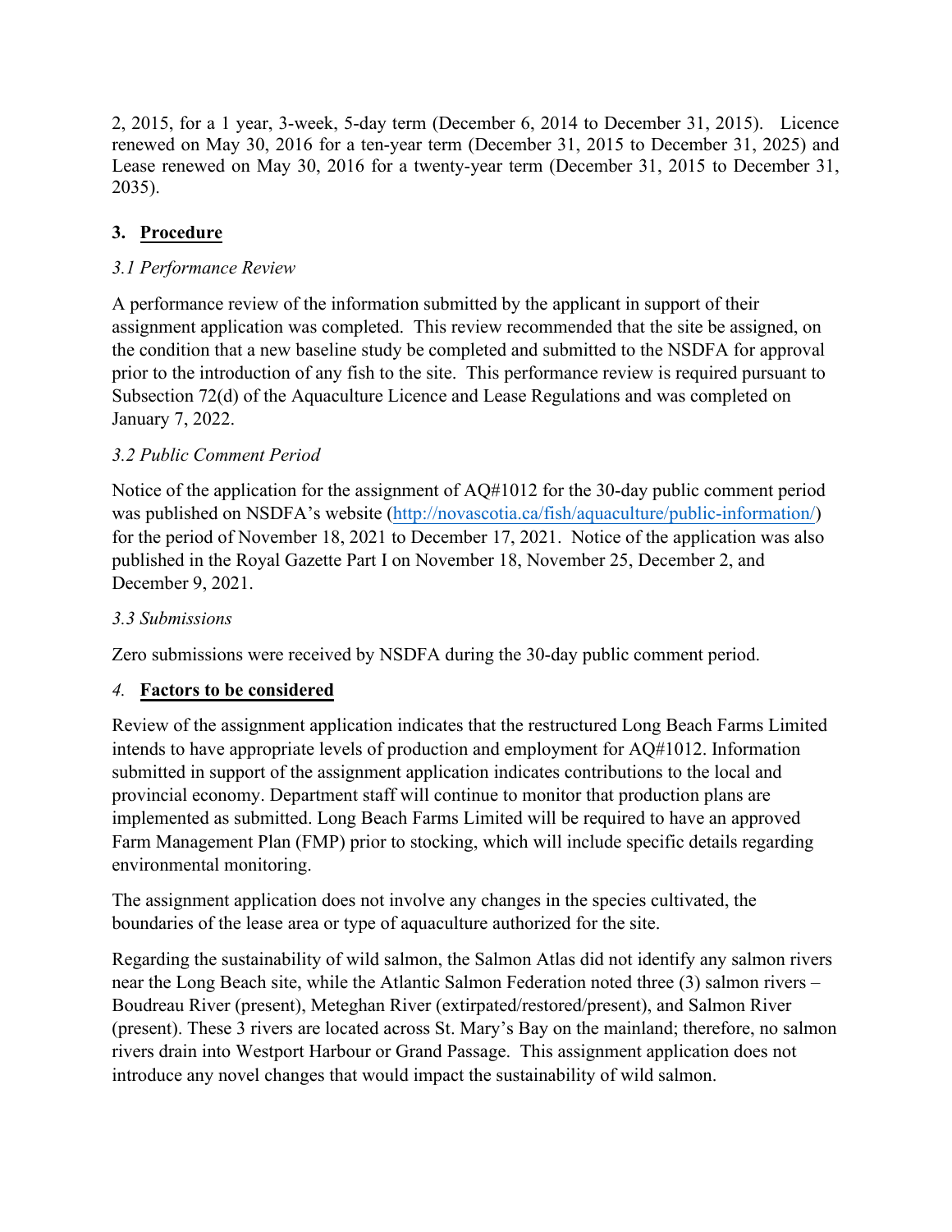2, 2015, for a 1 year, 3-week, 5-day term (December 6, 2014 to December 31, 2015). Licence renewed on May 30, 2016 for a ten-year term (December 31, 2015 to December 31, 2025) and Lease renewed on May 30, 2016 for a twenty-year term (December 31, 2015 to December 31, 2035).

## 3. Procedure

*3.1 Performance Review*

A performance review of the information submitted by the applicant in support of their assignment application was completed. This review recommended that the site be assigned, on the condition that a new baseline study be completed and submitted to the NSDFA for approval prior to the introduction of any fish to the site. This performance review is required pursuant to Subsection 72(d) of the Aquaculture Licence and Lease Regulations and was completed on January 7, 2022.

*3.2 Public Comment Period*

Notice of the application for the assignment of AQ#1012 for the 30-day public comment period was published on NSDFA's website (http://novascotia.ca/fish/aquaculture/public-information/) for the period of November 18, 2021 to December 17, 2021. Notice of the application was also published in the Royal Gazette Part I on November 18, November 25, December 2, and December 9, 2021.

*3.3 Submissions*

Zero submissions were received by NSDFA during the 30-day public comment period.

## *4.* Factors to be considered

Review of the assignment application indicates that the restructured Long Beach Farms Limited intends to have appropriate levels of production and employment for AQ#1012. Information submitted in support of the assignment application indicates contributions to the local and provincial economy. Department staff will continue to monitor that production plans are implemented as submitted. Long Beach Farms Limited will be required to have an approved Farm Management Plan (FMP) prior to stocking, which will include specific details regarding environmental monitoring.

The assignment application does not involve any changes in the species cultivated, the boundaries of the lease area or type of aquaculture authorized for the site.

Regarding the sustainability of wild salmon, the Salmon Atlas did not identify any salmon rivers near the Long Beach site, while the Atlantic Salmon Federation noted three (3) salmon rivers – Boudreau River (present), Meteghan River (extirpated/restored/present), and Salmon River (present). These 3 rivers are located across St. Mary's Bay on the mainland; therefore, no salmon rivers drain into Westport Harbour or Grand Passage. This assignment application does not introduce any novel changes that would impact the sustainability of wild salmon.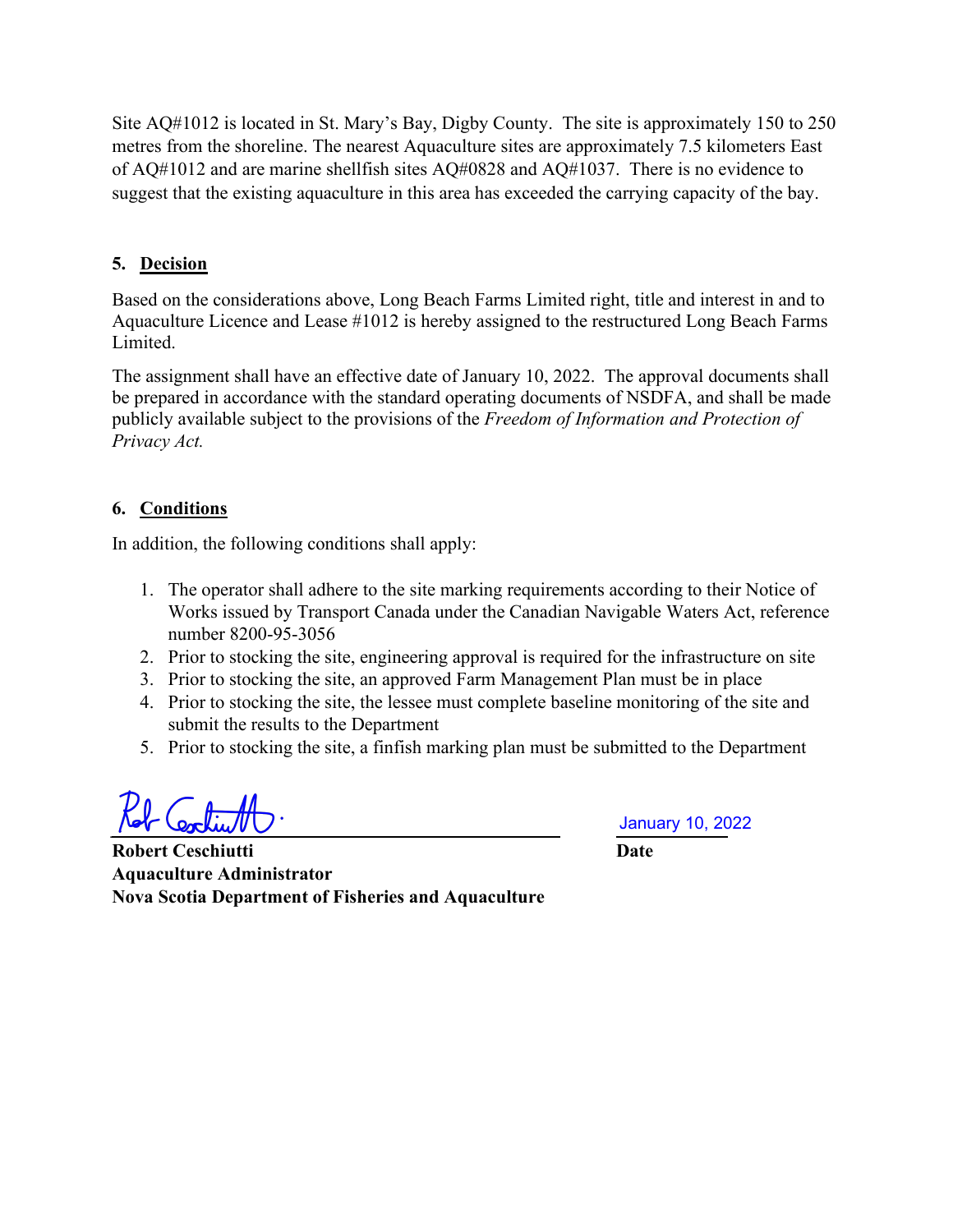Site AQ#1012 is located in St. Mary's Bay, Digby County. The site is approximately 150 to 250 metres from the shoreline. The nearest Aquaculture sites are approximately 7.5 kilometers East of AQ#1012 and are marine shellfish sites AQ#0828 and AQ#1037. There is no evidence to suggest that the existing aquaculture in this area has exceeded the carrying capacity of the bay.

## 5. Decision

Based on the considerations above, Long Beach Farms Limited right, title and interest in and to Aquaculture Licence and Lease #1012 is hereby assigned to the restructured Long Beach Farms Limited.

The assignment shall have an effective date of January 10, 2022. The approval documents shall be prepared in accordance with the standard operating documents of NSDFA, and shall be made publicly available subject to the provisions of the *Freedom of Information and Protection of Privacy Act.*

## 6. Conditions

In addition, the following conditions shall apply:

1. The operator shall adhere to the site marking requirements according to their Notice of Works issued by Transport Canada under the Canadian Navigable Waters Act, reference number 8200-95-3056
2. Prior to stocking the site, engineering approval is required for the infrastructure on site
3. Prior to stocking the site, an approved Farm Management Plan must be in place
4. Prior to stocking the site, the lessee must complete baseline monitoring of the site and submit the results to the Department
5. Prior to stocking the site, a finfish marking plan must be submitted to the Department

January 10, 2022

**Robert Ceschiutti**
**Aquaculture Administrator**
**Nova Scotia Department of Fisheries and Aquaculture**

**Date**